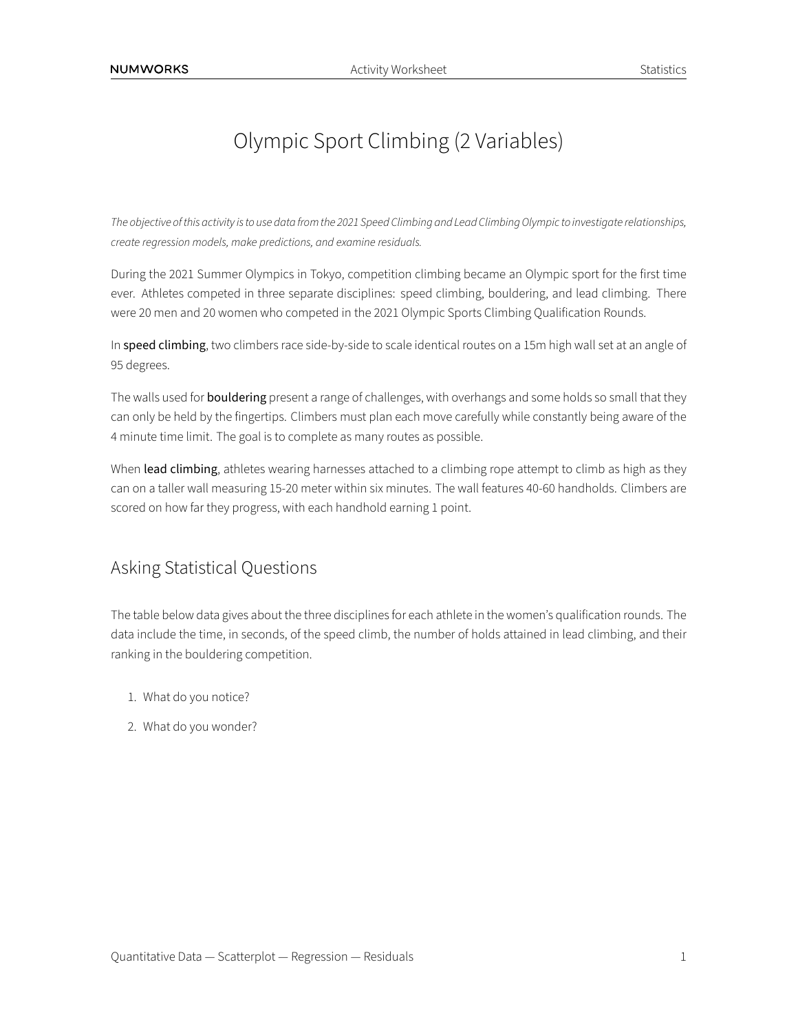# Olympic Sport Climbing (2 Variables)

*The objective of this activity is to use data from the 2021 Speed Climbing and Lead Climbing Olympic to investigate relationships, create regression models, make predictions, and examine residuals.*

During the 2021 Summer Olympics in Tokyo, competition climbing became an Olympic sport for the first time ever. Athletes competed in three separate disciplines: speed climbing, bouldering, and lead climbing. There were 20 men and 20 women who competed in the 2021 Olympic Sports Climbing Qualification Rounds.

In **speed climbing**, two climbers race side-by-side to scale identical routes on a 15m high wall set at an angle of 95 degrees.

The walls used for **bouldering** present a range of challenges, with overhangs and some holds so small that they can only be held by the fingertips. Climbers must plan each move carefully while constantly being aware of the 4 minute time limit. The goal is to complete as many routes as possible.

When **lead climbing**, athletes wearing harnesses attached to a climbing rope attempt to climb as high as they can on a taller wall measuring 15-20 meter within six minutes. The wall features 40-60 handholds. Climbers are scored on how far they progress, with each handhold earning 1 point.

## Asking Statistical Questions

The table below data gives about the three disciplines for each athlete in the women's qualification rounds. The data include the time, in seconds, of the speed climb, the number of holds attained in lead climbing, and their ranking in the bouldering competition.

1. What do you notice?
2. What do you wonder?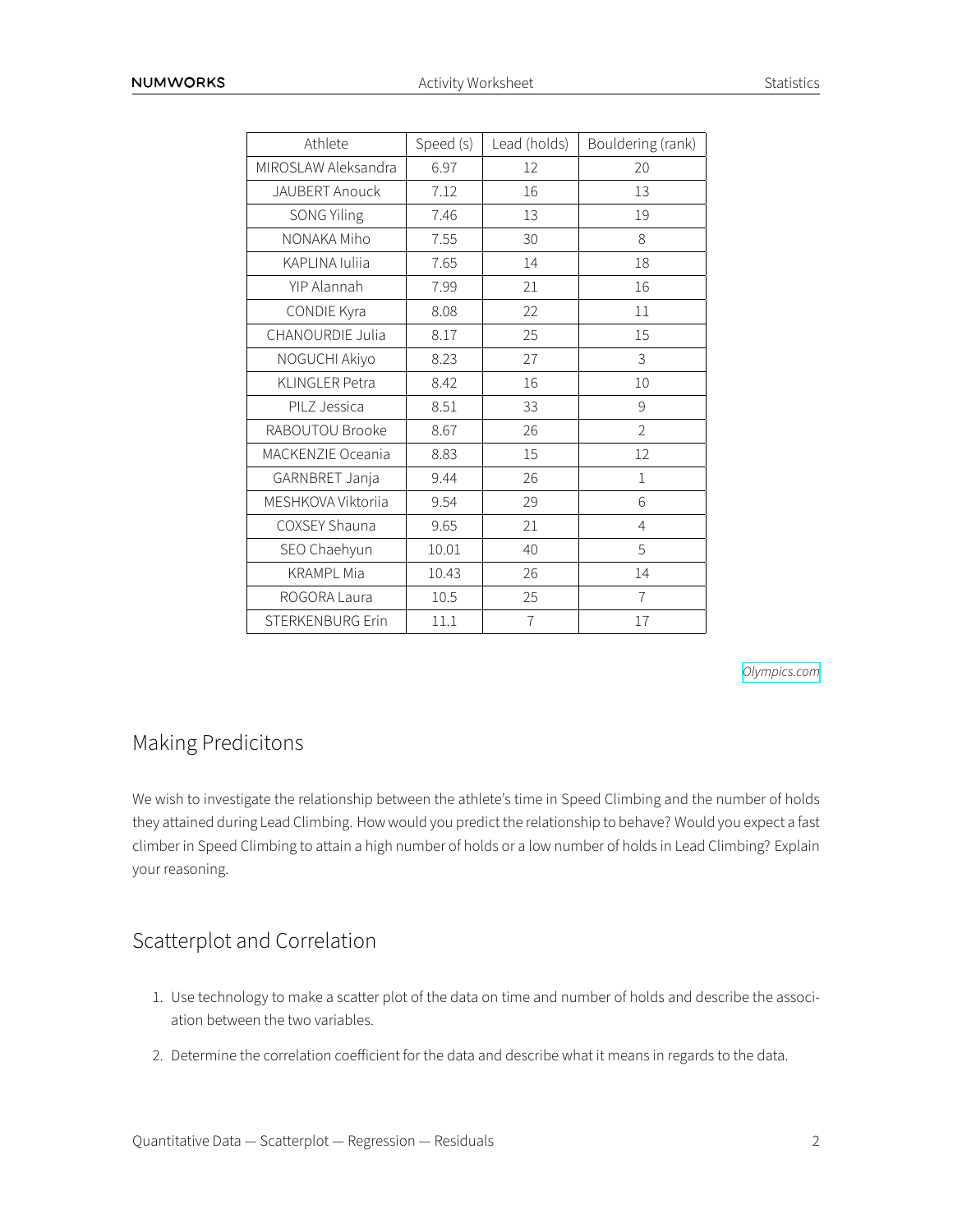| Athlete | Speed (s) | Lead (holds) | Bouldering (rank) |
| --- | --- | --- | --- |
| MIROSLAW Aleksandra | 6.97 | 12 | 20 |
| JAUBERT Anouck | 7.12 | 16 | 13 |
| SONG Yiling | 7.46 | 13 | 19 |
| NONAKA Miho | 7.55 | 30 | 8 |
| KAPLINA Iuliia | 7.65 | 14 | 18 |
| YIP Alannah | 7.99 | 21 | 16 |
| CONDIE Kyra | 8.08 | 22 | 11 |
| CHANOURDIE Julia | 8.17 | 25 | 15 |
| NOGUCHI Akiyo | 8.23 | 27 | 3 |
| KLINGLER Petra | 8.42 | 16 | 10 |
| PILZ Jessica | 8.51 | 33 | 9 |
| RABOUTOU Brooke | 8.67 | 26 | 2 |
| MACKENZIE Oceania | 8.83 | 15 | 12 |
| GARNBRET Janja | 9.44 | 26 | 1 |
| MESHKOVA Viktoriia | 9.54 | 29 | 6 |
| COXSEY Shauna | 9.65 | 21 | 4 |
| SEO Chaehyun | 10.01 | 40 | 5 |
| KRAMPL Mia | 10.43 | 26 | 14 |
| ROGORA Laura | 10.5 | 25 | 7 |
| STERKENBURG Erin | 11.1 | 7 | 17 |

*Olympics.com*

## Making Predicitons

We wish to investigate the relationship between the athlete's time in Speed Climbing and the number of holds they attained during Lead Climbing. How would you predict the relationship to behave? Would you expect a fast climber in Speed Climbing to attain a high number of holds or a low number of holds in Lead Climbing? Explain your reasoning.

## Scatterplot and Correlation

1. Use technology to make a scatter plot of the data on time and number of holds and describe the association between the two variables.
2. Determine the correlation coefficient for the data and describe what it means in regards to the data.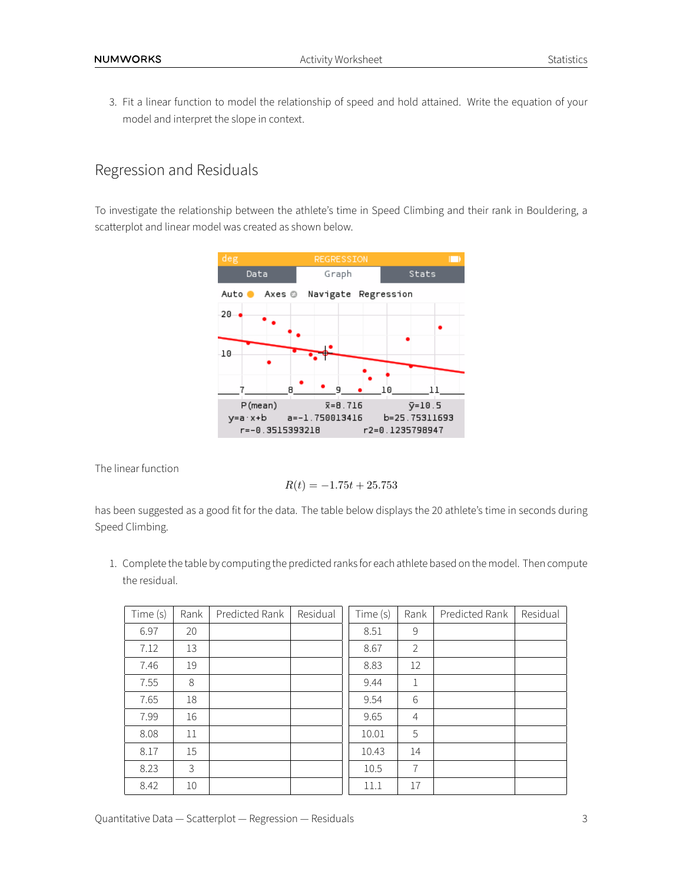3. Fit a linear function to model the relationship of speed and hold attained. Write the equation of your model and interpret the slope in context.

## Regression and Residuals

To investigate the relationship between the athlete's time in Speed Climbing and their rank in Bouldering, a scatterplot and linear model was created as shown below.

The linear function

$$R(t) = -1.75t + 25.753$$

has been suggested as a good fit for the data. The table below displays the 20 athlete's time in seconds during Speed Climbing.

1. Complete the table by computing the predicted ranks for each athlete based on the model. Then compute the residual.

| Time (s) | Rank | Predicted Rank | Residual |
|---|---|---|---|
| 6.97 | 20 | | |
| 7.12 | 13 | | |
| 7.46 | 19 | | |
| 7.55 | 8 | | |
| 7.65 | 18 | | |
| 7.99 | 16 | | |
| 8.08 | 11 | | |
| 8.17 | 15 | | |
| 8.23 | 3 | | |
| 8.42 | 10 | | |

| Time (s) | Rank | Predicted Rank | Residual |
|---|---|---|---|
| 8.51 | 9 | | |
| 8.67 | 2 | | |
| 8.83 | 12 | | |
| 9.44 | 1 | | |
| 9.54 | 6 | | |
| 9.65 | 4 | | |
| 10.01 | 5 | | |
| 10.43 | 14 | | |
| 10.5 | 7 | | |
| 11.1 | 17 | | |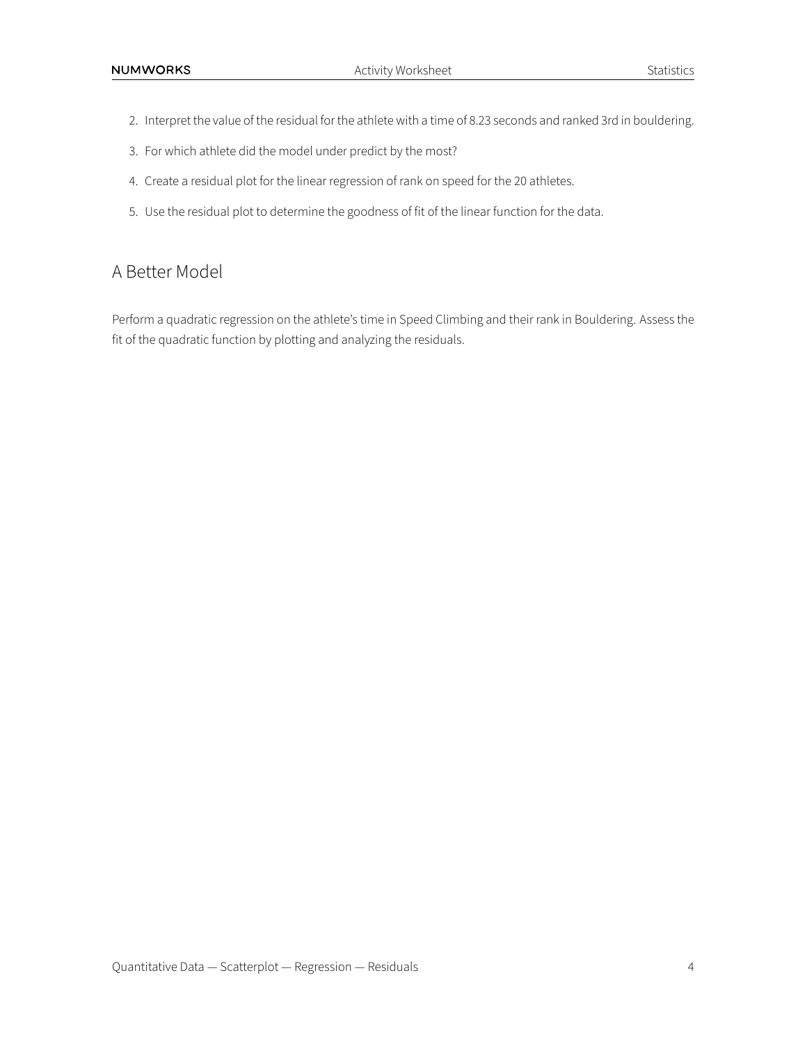2. Interpret the value of the residual for the athlete with a time of 8.23 seconds and ranked 3rd in bouldering.
3. For which athlete did the model under predict by the most?
4. Create a residual plot for the linear regression of rank on speed for the 20 athletes.
5. Use the residual plot to determine the goodness of fit of the linear function for the data.

## A Better Model

Perform a quadratic regression on the athlete's time in Speed Climbing and their rank in Bouldering. Assess the fit of the quadratic function by plotting and analyzing the residuals.